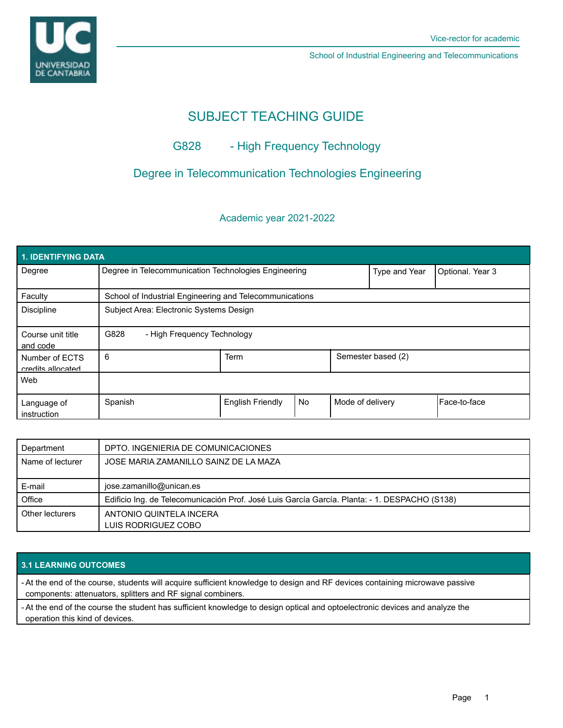Vice-rector for academic

School of Industrial Engineering and Telecommunications

# SUBJECT TEACHING GUIDE

## G828 - High Frequency Technology

## Degree in Telecommunication Technologies Engineering

Academic year 2021-2022

| 1. IDENTIFYING DATA | | | | | |
|---|---|---|---|---|---|
| Degree | Degree in Telecommunication Technologies Engineering | | | Type and Year | Optional. Year 3 |
| Faculty | School of Industrial Engineering and Telecommunications | | | | |
| Discipline | Subject Area: Electronic Systems Design | | | | |
| Course unit title and code | G828 - High Frequency Technology | | | | |
| Number of ECTS credits allocated | 6 | Term | | Semester based (2) | |
| Web | | | | | |
| Language of instruction | Spanish | English Friendly | No | Mode of delivery | Face-to-face |

| Department | DPTO. INGENIERIA DE COMUNICACIONES |
|---|---|
| Name of lecturer | JOSE MARIA ZAMANILLO SAINZ DE LA MAZA |
| E-mail | jose.zamanillo@unican.es |
| Office | Edificio Ing. de Telecomunicación Prof. José Luis García García. Planta: - 1. DESPACHO (S138) |
| Other lecturers | ANTONIO QUINTELA INCERA<br>LUIS RODRIGUEZ COBO |

| 3.1 LEARNING OUTCOMES |
|---|
| - At the end of the course, students will acquire sufficient knowledge to design and RF devices containing microwave passive components: attenuators, splitters and RF signal combiners. |
| - At the end of the course the student has sufficient knowledge to design optical and optoelectronic devices and analyze the operation this kind of devices. |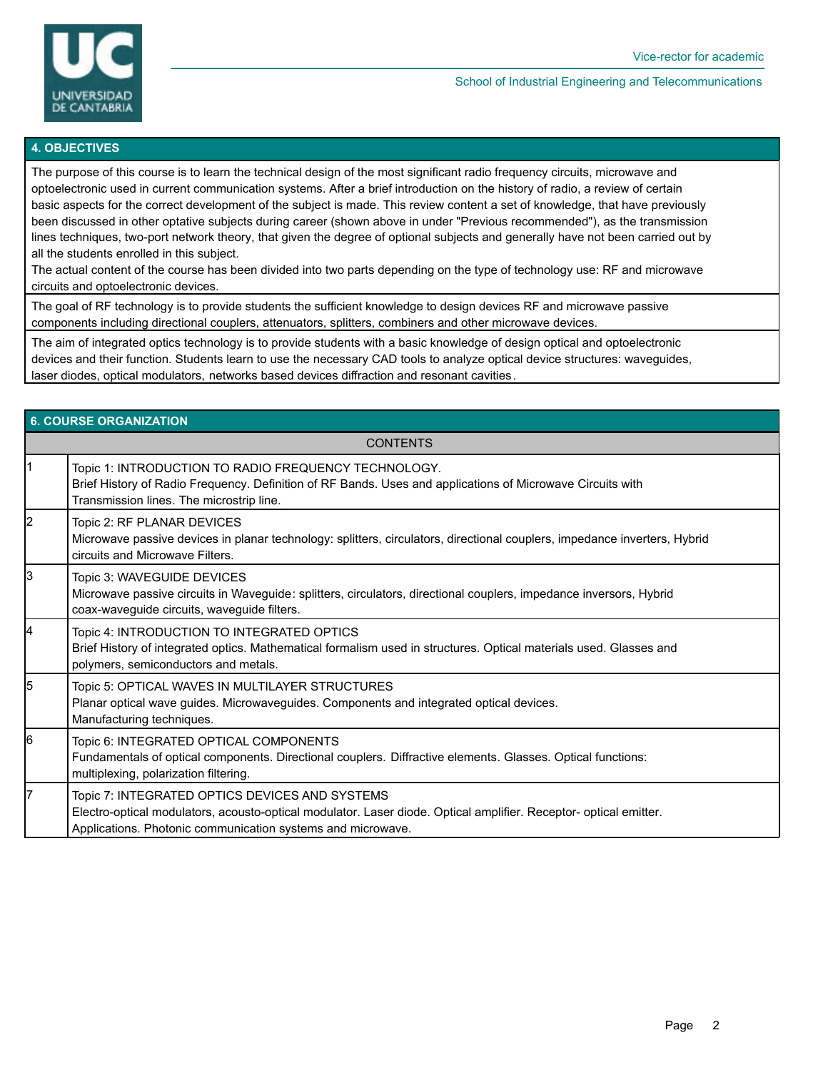## 4. OBJECTIVES

The purpose of this course is to learn the technical design of the most significant radio frequency circuits, microwave and optoelectronic used in current communication systems. After a brief introduction on the history of radio, a review of certain basic aspects for the correct development of the subject is made. This review content a set of knowledge, that have previously been discussed in other optative subjects during career (shown above in under "Previous recommended"), as the transmission lines techniques, two-port network theory, that given the degree of optional subjects and generally have not been carried out by all the students enrolled in this subject.
The actual content of the course has been divided into two parts depending on the type of technology use: RF and microwave circuits and optoelectronic devices.

The goal of RF technology is to provide students the sufficient knowledge to design devices RF and microwave passive components including directional couplers, attenuators, splitters, combiners and other microwave devices.

The aim of integrated optics technology is to provide students with a basic knowledge of design optical and optoelectronic devices and their function. Students learn to use the necessary CAD tools to analyze optical device structures: waveguides, laser diodes, optical modulators, networks based devices diffraction and resonant cavities.

## 6. COURSE ORGANIZATION

| | CONTENTS |
|---|---|
| 1 | Topic 1: INTRODUCTION TO RADIO FREQUENCY TECHNOLOGY.<br>Brief History of Radio Frequency. Definition of RF Bands. Uses and applications of Microwave Circuits with Transmission lines. The microstrip line. |
| 2 | Topic 2: RF PLANAR DEVICES<br>Microwave passive devices in planar technology: splitters, circulators, directional couplers, impedance inverters, Hybrid circuits and Microwave Filters. |
| 3 | Topic 3: WAVEGUIDE DEVICES<br>Microwave passive circuits in Waveguide: splitters, circulators, directional couplers, impedance inversors, Hybrid coax-waveguide circuits, waveguide filters. |
| 4 | Topic 4: INTRODUCTION TO INTEGRATED OPTICS<br>Brief History of integrated optics. Mathematical formalism used in structures. Optical materials used. Glasses and polymers, semiconductors and metals. |
| 5 | Topic 5: OPTICAL WAVES IN MULTILAYER STRUCTURES<br>Planar optical wave guides. Microwaveguides. Components and integrated optical devices.<br>Manufacturing techniques. |
| 6 | Topic 6: INTEGRATED OPTICAL COMPONENTS<br>Fundamentals of optical components. Directional couplers. Diffractive elements. Glasses. Optical functions: multiplexing, polarization filtering. |
| 7 | Topic 7: INTEGRATED OPTICS DEVICES AND SYSTEMS<br>Electro-optical modulators, acousto-optical modulator. Laser diode. Optical amplifier. Receptor- optical emitter.<br>Applications. Photonic communication systems and microwave. |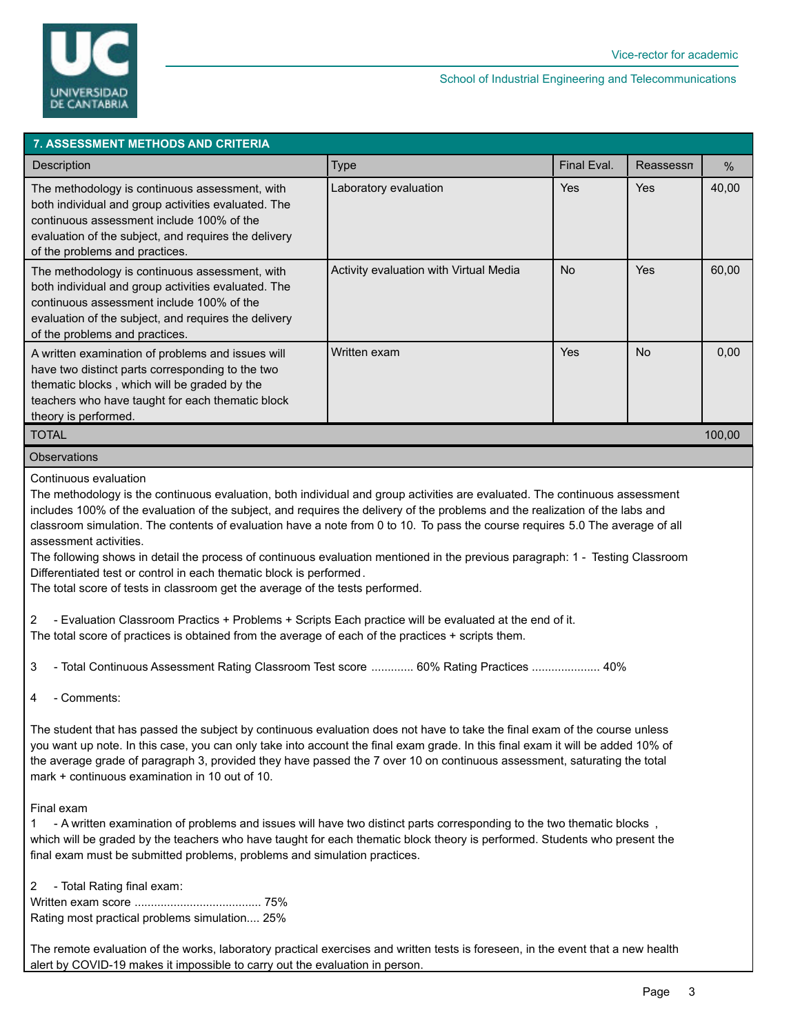## 7. ASSESSMENT METHODS AND CRITERIA

| Description | Type | Final Eval. | Reassessn | % |
|---|---|---|---|---|
| The methodology is continuous assessment, with both individual and group activities evaluated. The continuous assessment include 100% of the evaluation of the subject, and requires the delivery of the problems and practices. | Laboratory evaluation | Yes | Yes | 40,00 |
| The methodology is continuous assessment, with both individual and group activities evaluated. The continuous assessment include 100% of the evaluation of the subject, and requires the delivery of the problems and practices. | Activity evaluation with Virtual Media | No | Yes | 60,00 |
| A written examination of problems and issues will have two distinct parts corresponding to the two thematic blocks , which will be graded by the teachers who have taught for each thematic block theory is performed. | Written exam | Yes | No | 0,00 |
| TOTAL | | | | 100,00 |

**Observations**

Continuous evaluation

The methodology is the continuous evaluation, both individual and group activities are evaluated. The continuous assessment includes 100% of the evaluation of the subject, and requires the delivery of the problems and the realization of the labs and classroom simulation. The contents of evaluation have a note from 0 to 10. To pass the course requires 5.0 The average of all assessment activities.

The following shows in detail the process of continuous evaluation mentioned in the previous paragraph: 1 - Testing Classroom Differentiated test or control in each thematic block is performed.

The total score of tests in classroom get the average of the tests performed.

2 - Evaluation Classroom Practics + Problems + Scripts Each practice will be evaluated at the end of it.
The total score of practices is obtained from the average of each of the practices + scripts them.

3 - Total Continuous Assessment Rating Classroom Test score ............ 60% Rating Practices .................... 40%

4 - Comments:

The student that has passed the subject by continuous evaluation does not have to take the final exam of the course unless you want up note. In this case, you can only take into account the final exam grade. In this final exam it will be added 10% of the average grade of paragraph 3, provided they have passed the 7 over 10 on continuous assessment, saturating the total mark + continuous examination in 10 out of 10.

Final exam

1 - A written examination of problems and issues will have two distinct parts corresponding to the two thematic blocks , which will be graded by the teachers who have taught for each thematic block theory is performed. Students who present the final exam must be submitted problems, problems and simulation practices.

2 - Total Rating final exam:
Written exam score ....................................... 75%
Rating most practical problems simulation.... 25%

The remote evaluation of the works, laboratory practical exercises and written tests is foreseen, in the event that a new health alert by COVID-19 makes it impossible to carry out the evaluation in person.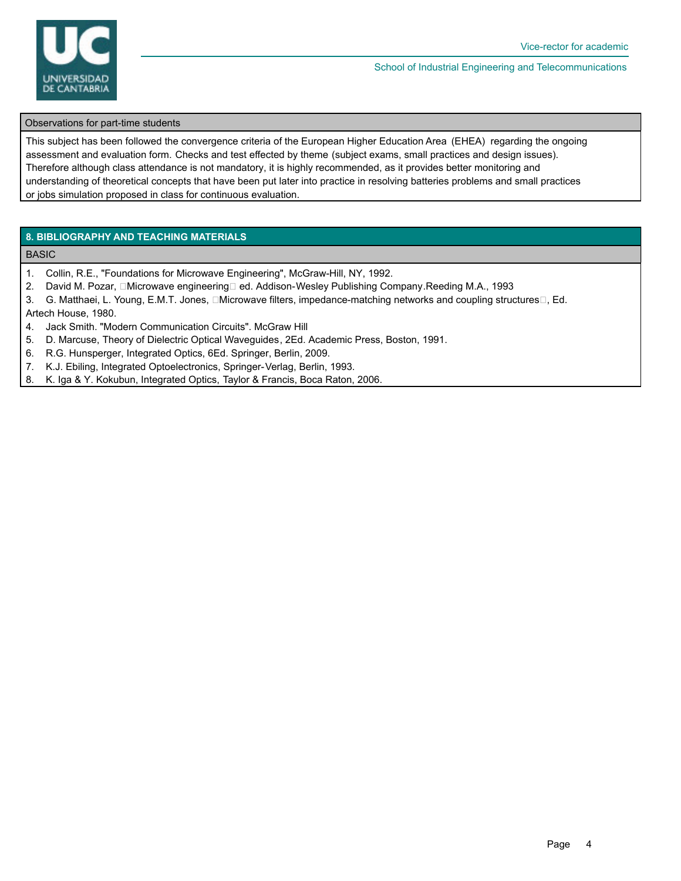| Observations for part-time students |
| --- |
| This subject has been followed the convergence criteria of the European Higher Education Area (EHEA) regarding the ongoing assessment and evaluation form. Checks and test effected by theme (subject exams, small practices and design issues). Therefore although class attendance is not mandatory, it is highly recommended, as it provides better monitoring and understanding of theoretical concepts that have been put later into practice in resolving batteries problems and small practices or jobs simulation proposed in class for continuous evaluation. |

## 8. BIBLIOGRAPHY AND TEACHING MATERIALS

### BASIC

1. Collin, R.E., "Foundations for Microwave Engineering", McGraw-Hill, NY, 1992.
2. David M. Pozar, Microwave engineering ed. Addison-Wesley Publishing Company.Reeding M.A., 1993
3. G. Matthaei, L. Young, E.M.T. Jones, Microwave filters, impedance-matching networks and coupling structures, Ed. Artech House, 1980.
4. Jack Smith. "Modern Communication Circuits". McGraw Hill
5. D. Marcuse, Theory of Dielectric Optical Waveguides, 2Ed. Academic Press, Boston, 1991.
6. R.G. Hunsperger, Integrated Optics, 6Ed. Springer, Berlin, 2009.
7. K.J. Ebiling, Integrated Optoelectronics, Springer-Verlag, Berlin, 1993.
8. K. Iga & Y. Kokubun, Integrated Optics, Taylor & Francis, Boca Raton, 2006.